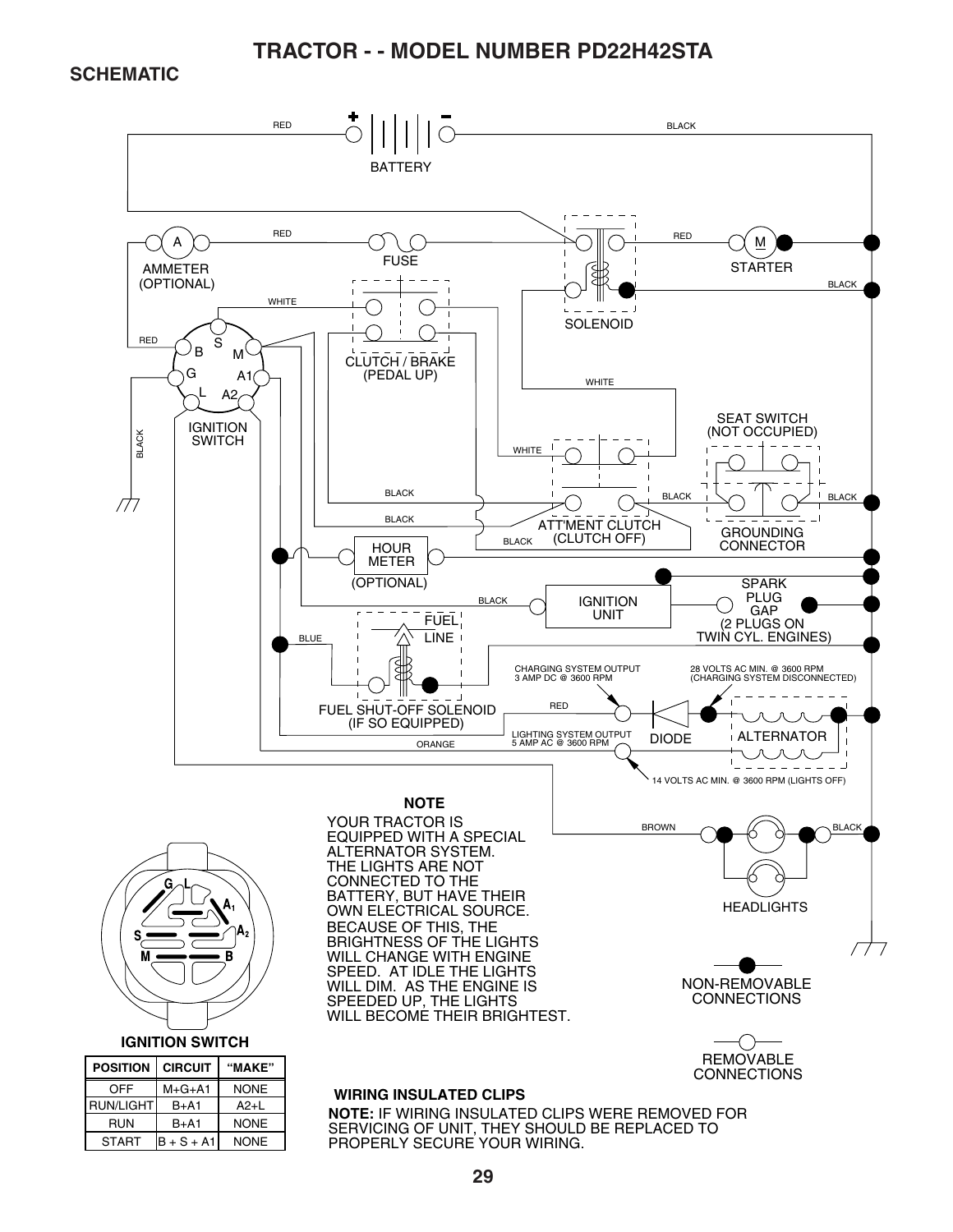# TRACTOR - - MODEL NUMBER PD22H42STA

## SCHEMATIC

RED BATTERY BLACK

AMMETER (OPTIONAL) RED FUSE RED STARTER BLACK SOLENOID

WHITE

CLUTCH / BRAKE (PEDAL UP)

RED

B S M G A1 L A2

IGNITION SWITCH

BLACK

WHITE

SEAT SWITCH (NOT OCCUPIED)

WHITE

BLACK BLACK BLACK

BLACK ATT'MENT CLUTCH (CLUTCH OFF)

BLACK GROUNDING CONNECTOR

HOUR METER (OPTIONAL)

SPARK PLUG GAP (2 PLUGS ON TWIN CYL. ENGINES)

BLACK IGNITION UNIT

BLUE FUEL LINE

FUEL SHUT-OFF SOLENOID (IF SO EQUIPPED)

CHARGING SYSTEM OUTPUT 3 AMP DC @ 3600 RPM

28 VOLTS AC MIN. @ 3600 RPM (CHARGING SYSTEM DISCONNECTED)

RED DIODE ALTERNATOR

ORANGE LIGHTING SYSTEM OUTPUT 5 AMP AC @ 3600 RPM

14 VOLTS AC MIN. @ 3600 RPM (LIGHTS OFF)

### NOTE

YOUR TRACTOR IS EQUIPPED WITH A SPECIAL ALTERNATOR SYSTEM. THE LIGHTS ARE NOT CONNECTED TO THE BATTERY, BUT HAVE THEIR OWN ELECTRICAL SOURCE. BECAUSE OF THIS, THE BRIGHTNESS OF THE LIGHTS WILL CHANGE WITH ENGINE SPEED. AT IDLE THE LIGHTS WILL DIM. AS THE ENGINE IS SPEEDED UP, THE LIGHTS WILL BECOME THEIR BRIGHTEST.

BROWN BLACK HEADLIGHTS

NON-REMOVABLE CONNECTIONS

REMOVABLE CONNECTIONS

G L A1 S A2 M B

**IGNITION SWITCH**

| POSITION | CIRCUIT | "MAKE" |
|---|---|---|
| OFF | M+G+A1 | NONE |
| RUN/LIGHT | B+A1 | A2+L |
| RUN | B+A1 | NONE |
| START | B + S + A1 | NONE |

**WIRING INSULATED CLIPS**

**NOTE:** IF WIRING INSULATED CLIPS WERE REMOVED FOR SERVICING OF UNIT, THEY SHOULD BE REPLACED TO PROPERLY SECURE YOUR WIRING.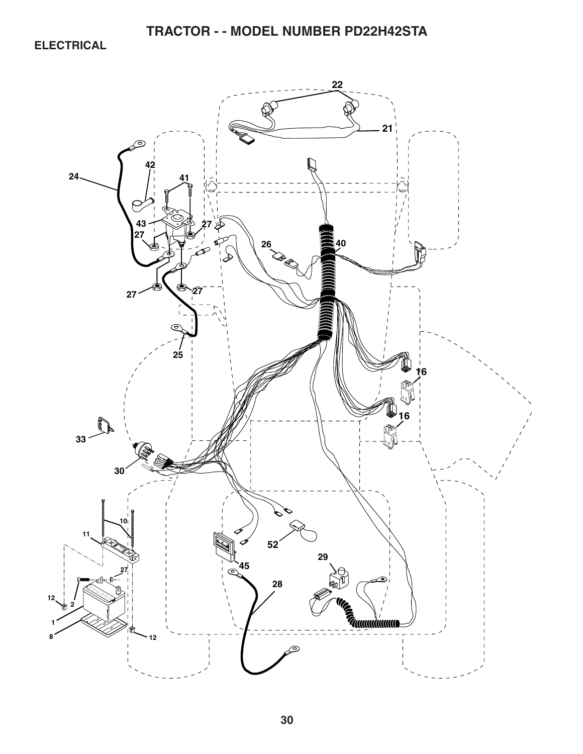# TRACTOR - - MODEL NUMBER PD22H42STA

## ELECTRICAL

22

21

42

24

41

43

27

27

26

40

27

27

25

16

16

33

30

10

11

27

52

45

29

12

2

28

1

8

12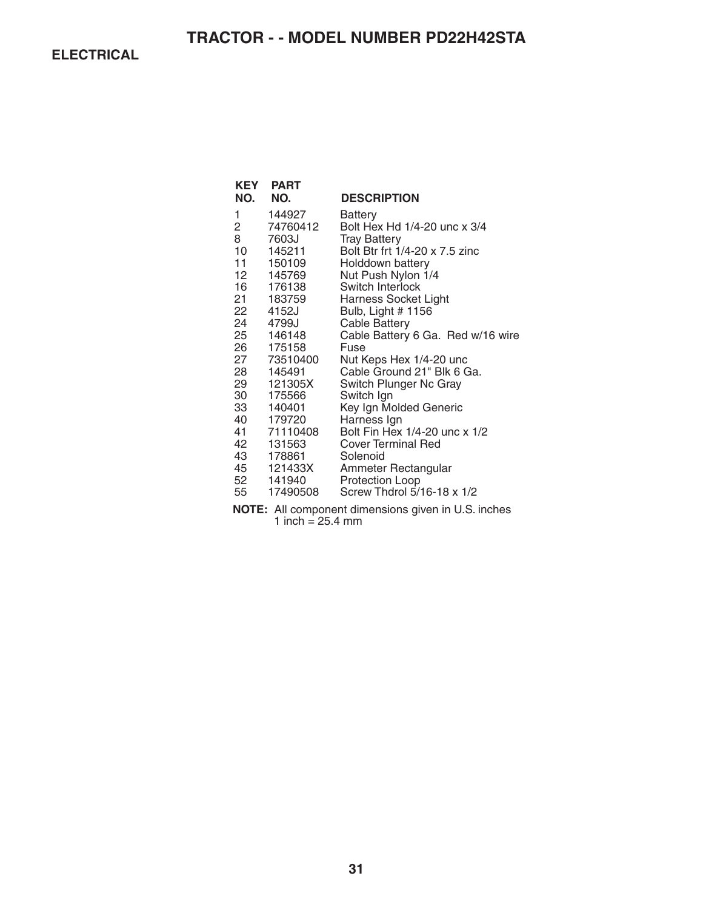# TRACTOR - - MODEL NUMBER PD22H42STA

## ELECTRICAL

| KEY NO. | PART NO. | DESCRIPTION |
|---|---|---|
| 1 | 144927 | Battery |
| 2 | 74760412 | Bolt Hex Hd 1/4-20 unc x 3/4 |
| 8 | 7603J | Tray Battery |
| 10 | 145211 | Bolt Btr frt 1/4-20 x 7.5 zinc |
| 11 | 150109 | Holddown battery |
| 12 | 145769 | Nut Push Nylon 1/4 |
| 16 | 176138 | Switch Interlock |
| 21 | 183759 | Harness Socket Light |
| 22 | 4152J | Bulb, Light # 1156 |
| 24 | 4799J | Cable Battery |
| 25 | 146148 | Cable Battery 6 Ga. Red w/16 wire |
| 26 | 175158 | Fuse |
| 27 | 73510400 | Nut Keps Hex 1/4-20 unc |
| 28 | 145491 | Cable Ground 21" Blk 6 Ga. |
| 29 | 121305X | Switch Plunger Nc Gray |
| 30 | 175566 | Switch Ign |
| 33 | 140401 | Key Ign Molded Generic |
| 40 | 179720 | Harness Ign |
| 41 | 71110408 | Bolt Fin Hex 1/4-20 unc x 1/2 |
| 42 | 131563 | Cover Terminal Red |
| 43 | 178861 | Solenoid |
| 45 | 121433X | Ammeter Rectangular |
| 52 | 141940 | Protection Loop |
| 55 | 17490508 | Screw Thdrol 5/16-18 x 1/2 |

**NOTE:** All component dimensions given in U.S. inches
1 inch = 25.4 mm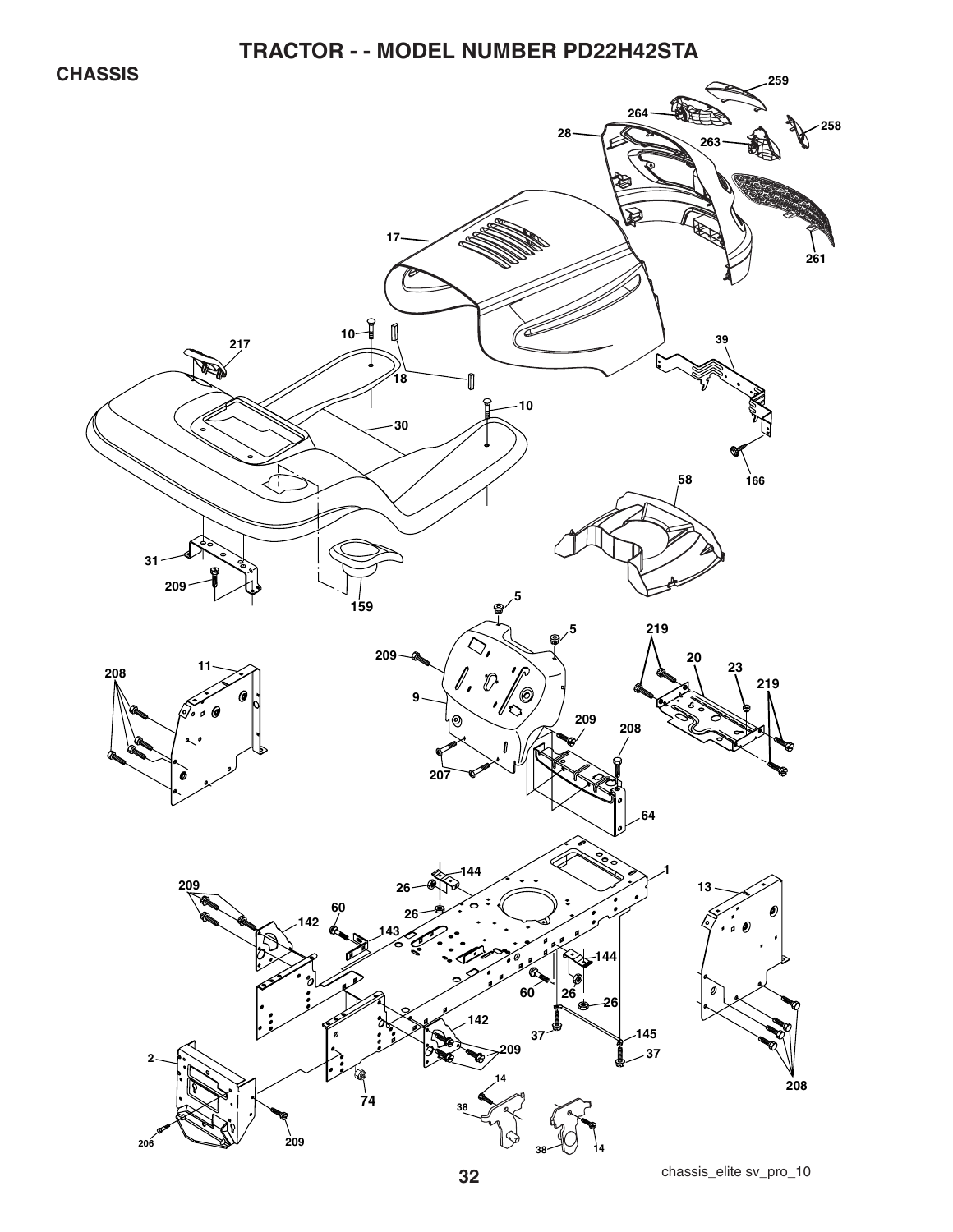# TRACTOR - - MODEL NUMBER PD22H42STA

## CHASSIS

259
264
28
258
263
261
17
10
217
18
30
10
39
166
58
31
209
159
5
5
219
209
20
23
219
11
208
9
209
208
207
64
1
144
209
13
26
60
26
142
143
144
60
26
26
142
37
145
209
37
2
208
74
14
38
206
209
38
14

chassis_elite sv_pro_10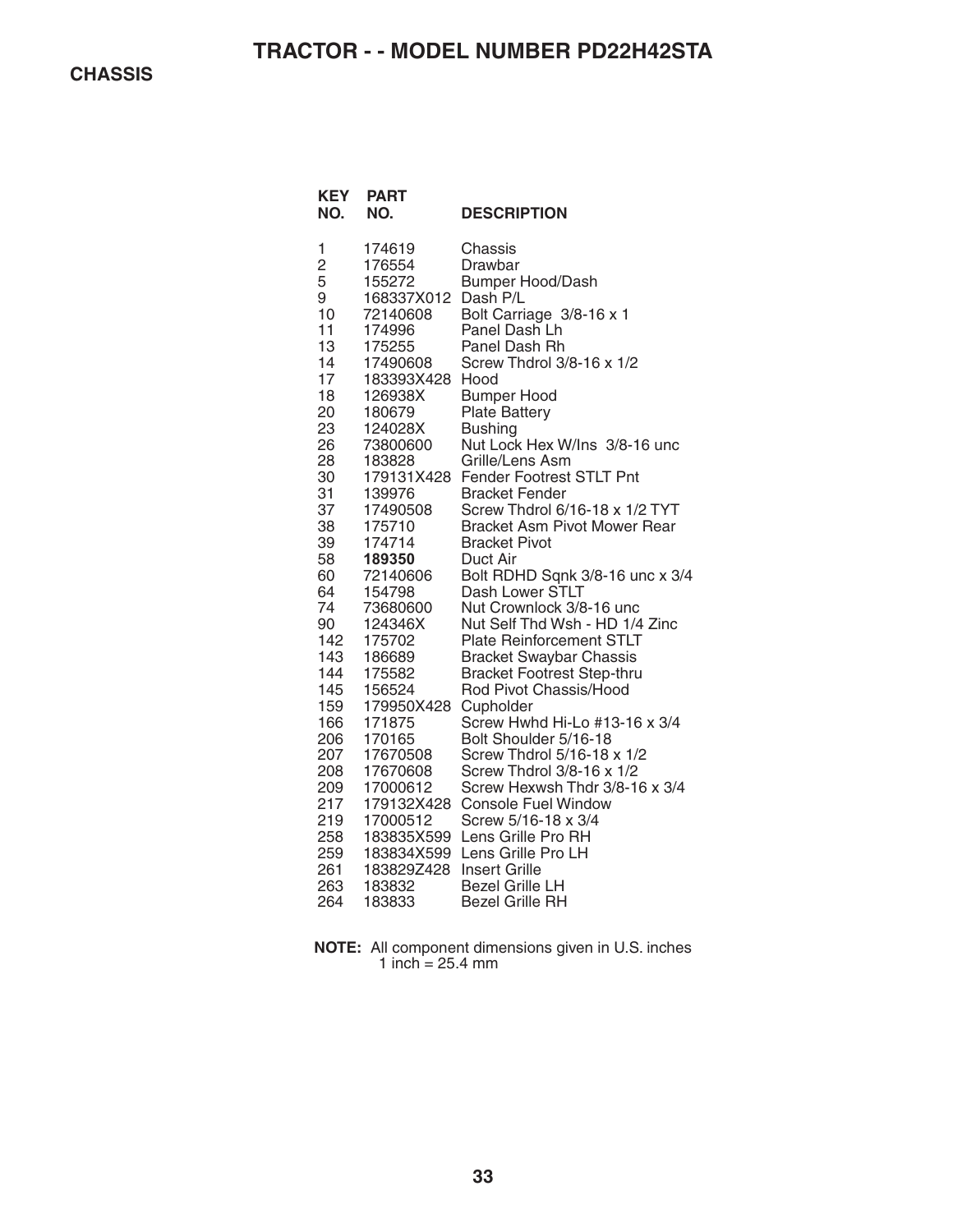# TRACTOR - - MODEL NUMBER PD22H42STA

## CHASSIS

| KEY NO. | PART NO. | DESCRIPTION |
|---|---|---|
| 1 | 174619 | Chassis |
| 2 | 176554 | Drawbar |
| 5 | 155272 | Bumper Hood/Dash |
| 9 | 168337X012 | Dash P/L |
| 10 | 72140608 | Bolt Carriage 3/8-16 x 1 |
| 11 | 174996 | Panel Dash Lh |
| 13 | 175255 | Panel Dash Rh |
| 14 | 17490608 | Screw Thdrol 3/8-16 x 1/2 |
| 17 | 183393X428 | Hood |
| 18 | 126938X | Bumper Hood |
| 20 | 180679 | Plate Battery |
| 23 | 124028X | Bushing |
| 26 | 73800600 | Nut Lock Hex W/Ins 3/8-16 unc |
| 28 | 183828 | Grille/Lens Asm |
| 30 | 179131X428 | Fender Footrest STLT Pnt |
| 31 | 139976 | Bracket Fender |
| 37 | 17490508 | Screw Thdrol 6/16-18 x 1/2 TYT |
| 38 | 175710 | Bracket Asm Pivot Mower Rear |
| 39 | 174714 | Bracket Pivot |
| 58 | **189350** | Duct Air |
| 60 | 72140606 | Bolt RDHD Sqnk 3/8-16 unc x 3/4 |
| 64 | 154798 | Dash Lower STLT |
| 74 | 73680600 | Nut Crownlock 3/8-16 unc |
| 90 | 124346X | Nut Self Thd Wsh - HD 1/4 Zinc |
| 142 | 175702 | Plate Reinforcement STLT |
| 143 | 186689 | Bracket Swaybar Chassis |
| 144 | 175582 | Bracket Footrest Step-thru |
| 145 | 156524 | Rod Pivot Chassis/Hood |
| 159 | 179950X428 | Cupholder |
| 166 | 171875 | Screw Hwhd Hi-Lo #13-16 x 3/4 |
| 206 | 170165 | Bolt Shoulder 5/16-18 |
| 207 | 17670508 | Screw Thdrol 5/16-18 x 1/2 |
| 208 | 17670608 | Screw Thdrol 3/8-16 x 1/2 |
| 209 | 17000612 | Screw Hexwsh Thdr 3/8-16 x 3/4 |
| 217 | 179132X428 | Console Fuel Window |
| 219 | 17000512 | Screw 5/16-18 x 3/4 |
| 258 | 183835X599 | Lens Grille Pro RH |
| 259 | 183834X599 | Lens Grille Pro LH |
| 261 | 183829Z428 | Insert Grille |
| 263 | 183832 | Bezel Grille LH |
| 264 | 183833 | Bezel Grille RH |

**NOTE:** All component dimensions given in U.S. inches
1 inch = 25.4 mm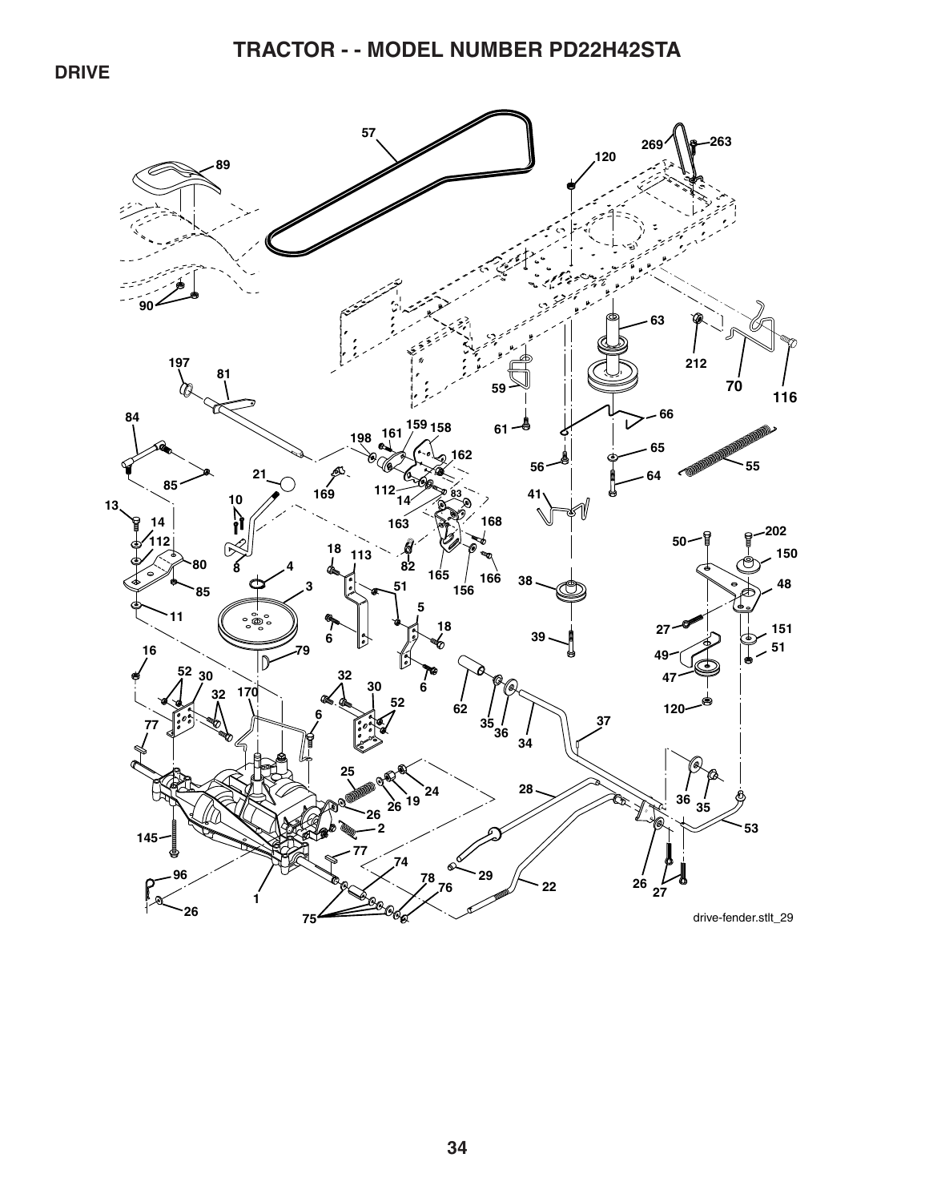# TRACTOR - - MODEL NUMBER PD22H42STA

## DRIVE

57 269 263 89 120 90 63 212 70 116 197 81 59 84 161 159 158 61 66 198 162 65 56 55 85 21 169 112 14 83 64 13 10 41 14 163 168 50 202 112 80 18 113 82 165 166 38 150 8 4 51 156 48 85 3 5 11 18 27 151 6 39 16 79 49 51 52 30 32 30 62 47 32 170 6 52 35 36 120 77 37 34 25 24 36 35 26 19 28 145 26 2 53 77 74 96 29 78 76 22 26 27 1 26 75

drive-fender.stlt_29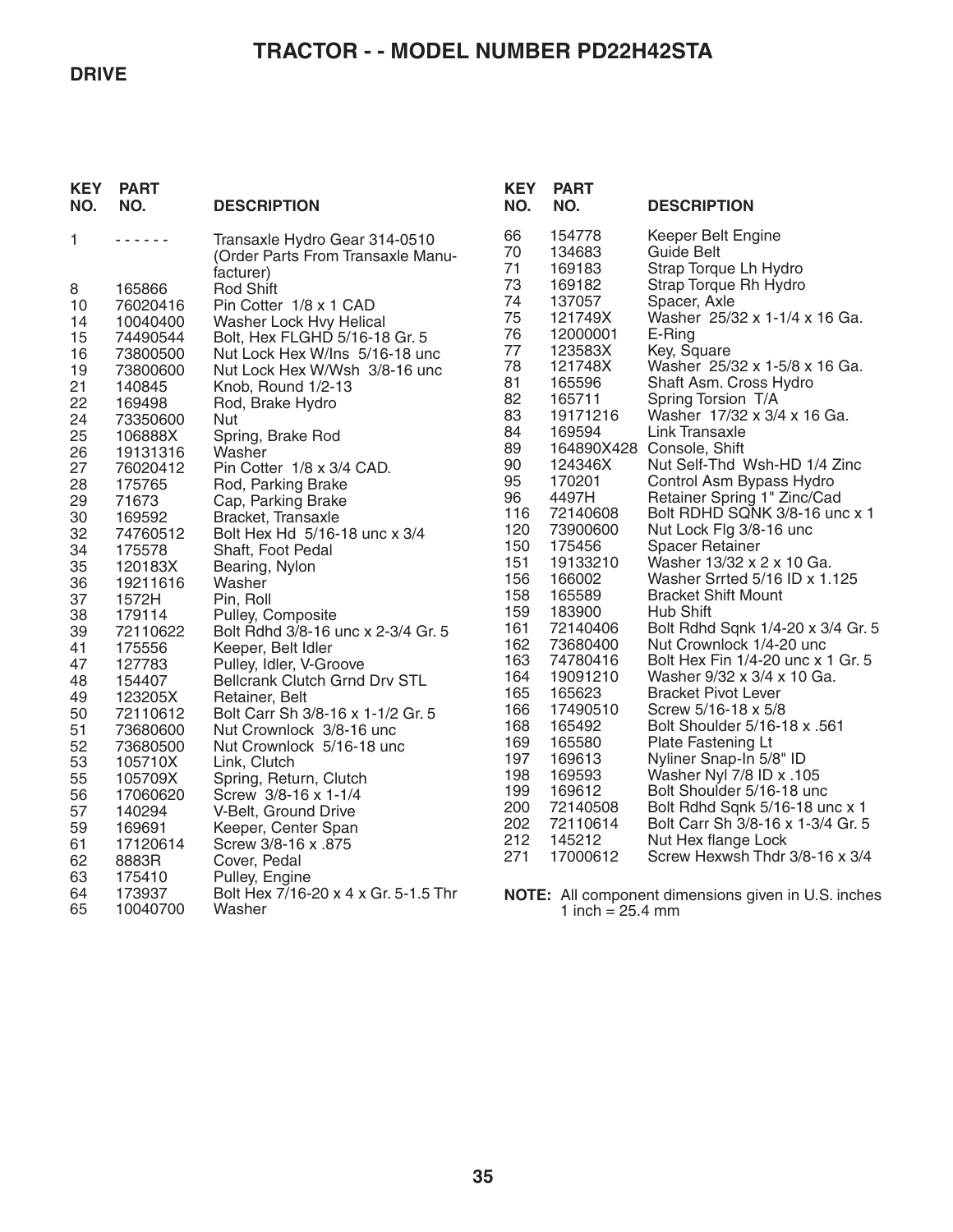# TRACTOR - - MODEL NUMBER PD22H42STA

## DRIVE

| KEY NO. | PART NO. | DESCRIPTION |
|---|---|---|
| 1 | - - - - - - | Transaxle Hydro Gear 314-0510 (Order Parts From Transaxle Manufacturer) |
| 8 | 165866 | Rod Shift |
| 10 | 76020416 | Pin Cotter 1/8 x 1 CAD |
| 14 | 10040400 | Washer Lock Hvy Helical |
| 15 | 74490544 | Bolt, Hex FLGHD 5/16-18 Gr. 5 |
| 16 | 73800500 | Nut Lock Hex W/Ins 5/16-18 unc |
| 19 | 73800600 | Nut Lock Hex W/Wsh 3/8-16 unc |
| 21 | 140845 | Knob, Round 1/2-13 |
| 22 | 169498 | Rod, Brake Hydro |
| 24 | 73350600 | Nut |
| 25 | 106888X | Spring, Brake Rod |
| 26 | 19131316 | Washer |
| 27 | 76020412 | Pin Cotter 1/8 x 3/4 CAD. |
| 28 | 175765 | Rod, Parking Brake |
| 29 | 71673 | Cap, Parking Brake |
| 30 | 169592 | Bracket, Transaxle |
| 32 | 74760512 | Bolt Hex Hd 5/16-18 unc x 3/4 |
| 34 | 175578 | Shaft, Foot Pedal |
| 35 | 120183X | Bearing, Nylon |
| 36 | 19211616 | Washer |
| 37 | 1572H | Pin, Roll |
| 38 | 179114 | Pulley, Composite |
| 39 | 72110622 | Bolt Rdhd 3/8-16 unc x 2-3/4 Gr. 5 |
| 41 | 175556 | Keeper, Belt Idler |
| 47 | 127783 | Pulley, Idler, V-Groove |
| 48 | 154407 | Bellcrank Clutch Grnd Drv STL |
| 49 | 123205X | Retainer, Belt |
| 50 | 72110612 | Bolt Carr Sh 3/8-16 x 1-1/2 Gr. 5 |
| 51 | 73680600 | Nut Crownlock 3/8-16 unc |
| 52 | 73680500 | Nut Crownlock 5/16-18 unc |
| 53 | 105710X | Link, Clutch |
| 55 | 105709X | Spring, Return, Clutch |
| 56 | 17060620 | Screw 3/8-16 x 1-1/4 |
| 57 | 140294 | V-Belt, Ground Drive |
| 59 | 169691 | Keeper, Center Span |
| 61 | 17120614 | Screw 3/8-16 x .875 |
| 62 | 8883R | Cover, Pedal |
| 63 | 175410 | Pulley, Engine |
| 64 | 173937 | Bolt Hex 7/16-20 x 4 x Gr. 5-1.5 Thr |
| 65 | 10040700 | Washer |
| 66 | 154778 | Keeper Belt Engine |
| 70 | 134683 | Guide Belt |
| 71 | 169183 | Strap Torque Lh Hydro |
| 73 | 169182 | Strap Torque Rh Hydro |
| 74 | 137057 | Spacer, Axle |
| 75 | 121749X | Washer 25/32 x 1-1/4 x 16 Ga. |
| 76 | 12000001 | E-Ring |
| 77 | 123583X | Key, Square |
| 78 | 121748X | Washer 25/32 x 1-5/8 x 16 Ga. |
| 81 | 165596 | Shaft Asm. Cross Hydro |
| 82 | 165711 | Spring Torsion T/A |
| 83 | 19171216 | Washer 17/32 x 3/4 x 16 Ga. |
| 84 | 169594 | Link Transaxle |
| 89 | 164890X428 | Console, Shift |
| 90 | 124346X | Nut Self-Thd Wsh-HD 1/4 Zinc |
| 95 | 170201 | Control Asm Bypass Hydro |
| 96 | 4497H | Retainer Spring 1" Zinc/Cad |
| 116 | 72140608 | Bolt RDHD SQNK 3/8-16 unc x 1 |
| 120 | 73900600 | Nut Lock Flg 3/8-16 unc |
| 150 | 175456 | Spacer Retainer |
| 151 | 19133210 | Washer 13/32 x 2 x 10 Ga. |
| 156 | 166002 | Washer Srrted 5/16 ID x 1.125 |
| 158 | 165589 | Bracket Shift Mount |
| 159 | 183900 | Hub Shift |
| 161 | 72140406 | Bolt Rdhd Sqnk 1/4-20 x 3/4 Gr. 5 |
| 162 | 73680400 | Nut Crownlock 1/4-20 unc |
| 163 | 74780416 | Bolt Hex Fin 1/4-20 unc x 1 Gr. 5 |
| 164 | 19091210 | Washer 9/32 x 3/4 x 10 Ga. |
| 165 | 165623 | Bracket Pivot Lever |
| 166 | 17490510 | Screw 5/16-18 x 5/8 |
| 168 | 165492 | Bolt Shoulder 5/16-18 x .561 |
| 169 | 165580 | Plate Fastening Lt |
| 197 | 169613 | Nyliner Snap-In 5/8" ID |
| 198 | 169593 | Washer Nyl 7/8 ID x .105 |
| 199 | 169612 | Bolt Shoulder 5/16-18 unc |
| 200 | 72140508 | Bolt Rdhd Sqnk 5/16-18 unc x 1 |
| 202 | 72110614 | Bolt Carr Sh 3/8-16 x 1-3/4 Gr. 5 |
| 212 | 145212 | Nut Hex flange Lock |
| 271 | 17000612 | Screw Hexwsh Thdr 3/8-16 x 3/4 |

**NOTE:** All component dimensions given in U.S. inches
1 inch = 25.4 mm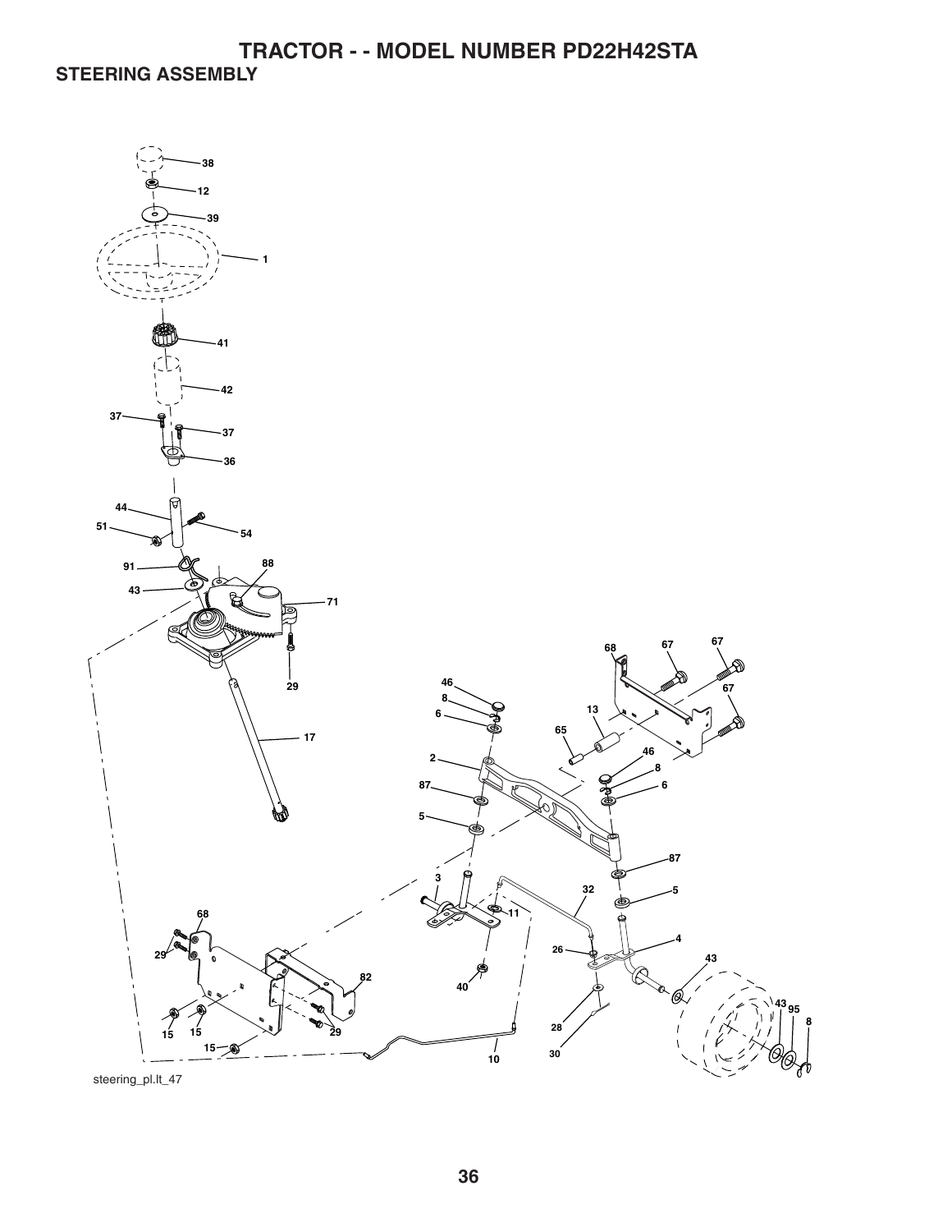# TRACTOR - - MODEL NUMBER PD22H42STA

## STEERING ASSEMBLY

38
12
39
1
41
42
37
37
36
44
51
54
91
88
43
71
29
17
68
67
67
46
8
6
13
67
65
2
46
8
87
6
5
87
3
32
5
11
68
4
26
43
29
82
40
43
95
8
28
15
15
29
15
10
30

steering_pl.lt_47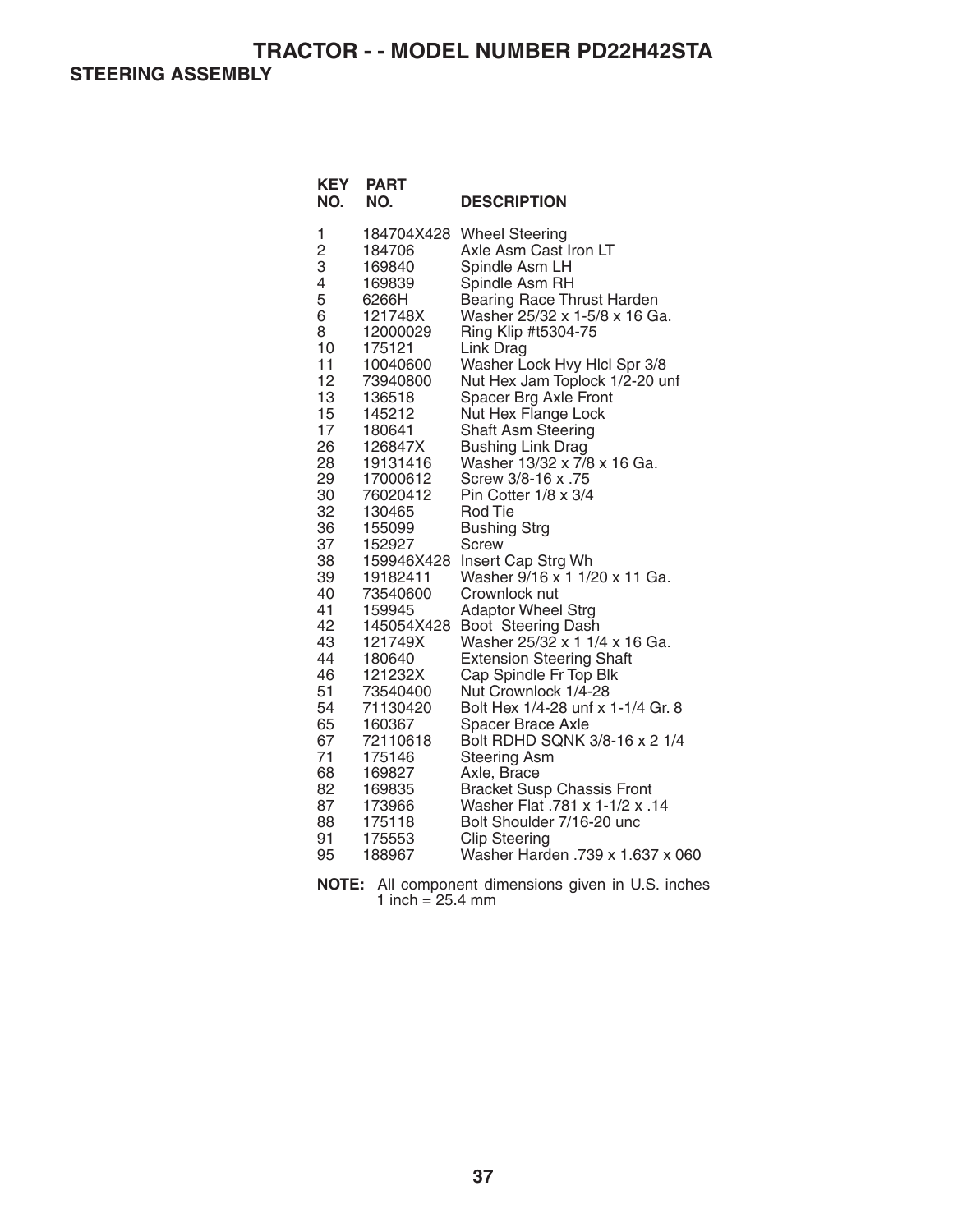# TRACTOR - - MODEL NUMBER PD22H42STA

## STEERING ASSEMBLY

| KEY NO. | PART NO. | DESCRIPTION |
|---|---|---|
| 1 | 184704X428 | Wheel Steering |
| 2 | 184706 | Axle Asm Cast Iron LT |
| 3 | 169840 | Spindle Asm LH |
| 4 | 169839 | Spindle Asm RH |
| 5 | 6266H | Bearing Race Thrust Harden |
| 6 | 121748X | Washer 25/32 x 1-5/8 x 16 Ga. |
| 8 | 12000029 | Ring Klip #t5304-75 |
| 10 | 175121 | Link Drag |
| 11 | 10040600 | Washer Lock Hvy Hlcl Spr 3/8 |
| 12 | 73940800 | Nut Hex Jam Toplock 1/2-20 unf |
| 13 | 136518 | Spacer Brg Axle Front |
| 15 | 145212 | Nut Hex Flange Lock |
| 17 | 180641 | Shaft Asm Steering |
| 26 | 126847X | Bushing Link Drag |
| 28 | 19131416 | Washer 13/32 x 7/8 x 16 Ga. |
| 29 | 17000612 | Screw 3/8-16 x .75 |
| 30 | 76020412 | Pin Cotter 1/8 x 3/4 |
| 32 | 130465 | Rod Tie |
| 36 | 155099 | Bushing Strg |
| 37 | 152927 | Screw |
| 38 | 159946X428 | Insert Cap Strg Wh |
| 39 | 19182411 | Washer 9/16 x 1 1/20 x 11 Ga. |
| 40 | 73540600 | Crownlock nut |
| 41 | 159945 | Adaptor Wheel Strg |
| 42 | 145054X428 | Boot Steering Dash |
| 43 | 121749X | Washer 25/32 x 1 1/4 x 16 Ga. |
| 44 | 180640 | Extension Steering Shaft |
| 46 | 121232X | Cap Spindle Fr Top Blk |
| 51 | 73540400 | Nut Crownlock 1/4-28 |
| 54 | 71130420 | Bolt Hex 1/4-28 unf x 1-1/4 Gr. 8 |
| 65 | 160367 | Spacer Brace Axle |
| 67 | 72110618 | Bolt RDHD SQNK 3/8-16 x 2 1/4 |
| 71 | 175146 | Steering Asm |
| 68 | 169827 | Axle, Brace |
| 82 | 169835 | Bracket Susp Chassis Front |
| 87 | 173966 | Washer Flat .781 x 1-1/2 x .14 |
| 88 | 175118 | Bolt Shoulder 7/16-20 unc |
| 91 | 175553 | Clip Steering |
| 95 | 188967 | Washer Harden .739 x 1.637 x 060 |

**NOTE:** All component dimensions given in U.S. inches
1 inch = 25.4 mm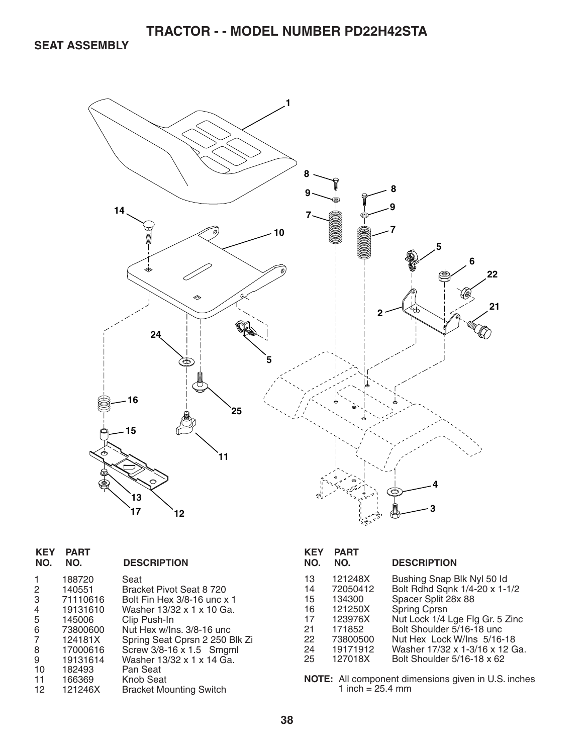# TRACTOR - - MODEL NUMBER PD22H42STA

## SEAT ASSEMBLY

| KEY NO. | PART NO. | DESCRIPTION |
|---|---|---|
| 1 | 188720 | Seat |
| 2 | 140551 | Bracket Pivot Seat 8 720 |
| 3 | 71110616 | Bolt Fin Hex 3/8-16 unc x 1 |
| 4 | 19131610 | Washer 13/32 x 1 x 10 Ga. |
| 5 | 145006 | Clip Push-In |
| 6 | 73800600 | Nut Hex w/Ins. 3/8-16 unc |
| 7 | 124181X | Spring Seat Cprsn 2 250 Blk Zi |
| 8 | 17000616 | Screw 3/8-16 x 1.5 Smgml |
| 9 | 19131614 | Washer 13/32 x 1 x 14 Ga. |
| 10 | 182493 | Pan Seat |
| 11 | 166369 | Knob Seat |
| 12 | 121246X | Bracket Mounting Switch |
| 13 | 121248X | Bushing Snap Blk Nyl 50 Id |
| 14 | 72050412 | Bolt Rdhd Sqnk 1/4-20 x 1-1/2 |
| 15 | 134300 | Spacer Split 28x 88 |
| 16 | 121250X | Spring Cprsn |
| 17 | 123976X | Nut Lock 1/4 Lge Flg Gr. 5 Zinc |
| 21 | 171852 | Bolt Shoulder 5/16-18 unc |
| 22 | 73800500 | Nut Hex Lock W/Ins 5/16-18 |
| 24 | 19171912 | Washer 17/32 x 1-3/16 x 12 Ga. |
| 25 | 127018X | Bolt Shoulder 5/16-18 x 62 |

**NOTE:** All component dimensions given in U.S. inches
1 inch = 25.4 mm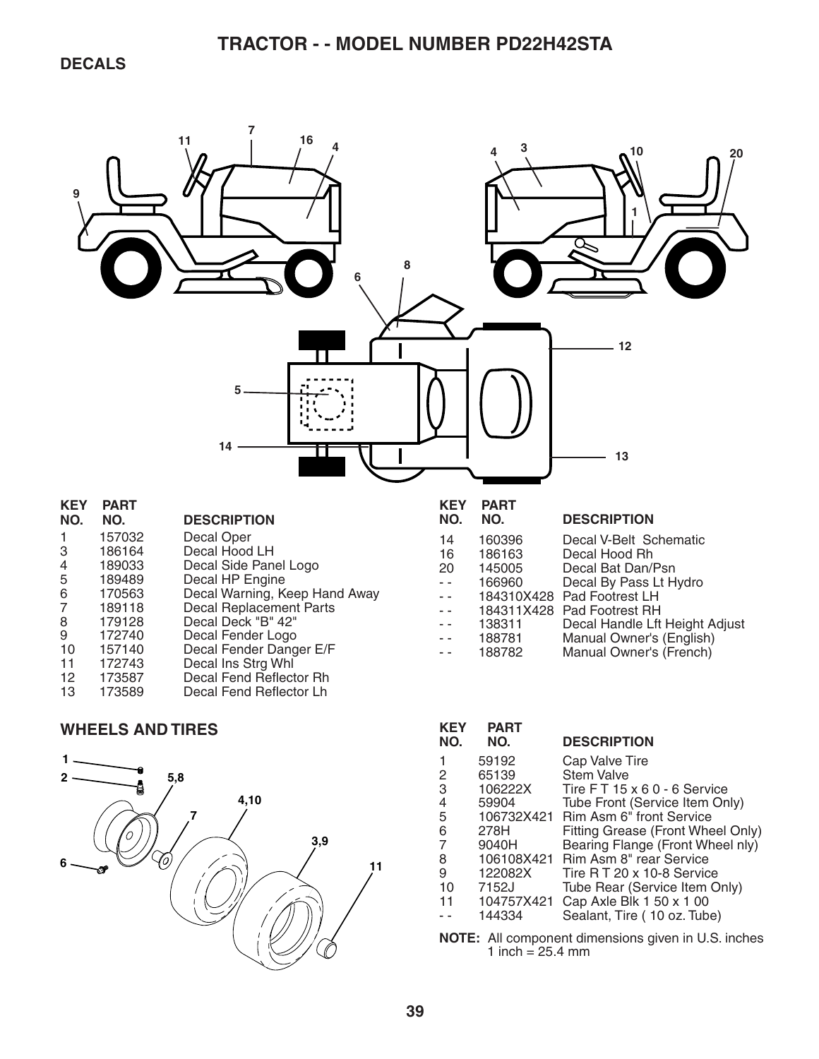# TRACTOR - - MODEL NUMBER PD22H42STA

## DECALS

| KEY NO. | PART NO. | DESCRIPTION |
|---|---|---|
| 1 | 157032 | Decal Oper |
| 3 | 186164 | Decal Hood LH |
| 4 | 189033 | Decal Side Panel Logo |
| 5 | 189489 | Decal HP Engine |
| 6 | 170563 | Decal Warning, Keep Hand Away |
| 7 | 189118 | Decal Replacement Parts |
| 8 | 179128 | Decal Deck "B" 42" |
| 9 | 172740 | Decal Fender Logo |
| 10 | 157140 | Decal Fender Danger E/F |
| 11 | 172743 | Decal Ins Strg Whl |
| 12 | 173587 | Decal Fend Reflector Rh |
| 13 | 173589 | Decal Fend Reflector Lh |
| 14 | 160396 | Decal V-Belt Schematic |
| 16 | 186163 | Decal Hood Rh |
| 20 | 145005 | Decal Bat Dan/Psn |
| - - | 166960 | Decal By Pass Lt Hydro |
| - - | 184310X428 | Pad Footrest LH |
| - - | 184311X428 | Pad Footrest RH |
| - - | 138311 | Decal Handle Lft Height Adjust |
| - - | 188781 | Manual Owner's (English) |
| - - | 188782 | Manual Owner's (French) |

## WHEELS AND TIRES

| KEY NO. | PART NO. | DESCRIPTION |
|---|---|---|
| 1 | 59192 | Cap Valve Tire |
| 2 | 65139 | Stem Valve |
| 3 | 106222X | Tire F T 15 x 6 0 - 6 Service |
| 4 | 59904 | Tube Front (Service Item Only) |
| 5 | 106732X421 | Rim Asm 6" front Service |
| 6 | 278H | Fitting Grease (Front Wheel Only) |
| 7 | 9040H | Bearing Flange (Front Wheel nly) |
| 8 | 106108X421 | Rim Asm 8" rear Service |
| 9 | 122082X | Tire R T 20 x 10-8 Service |
| 10 | 7152J | Tube Rear (Service Item Only) |
| 11 | 104757X421 | Cap Axle Blk 1 50 x 1 00 |
| - - | 144334 | Sealant, Tire ( 10 oz. Tube) |

**NOTE:** All component dimensions given in U.S. inches
1 inch = 25.4 mm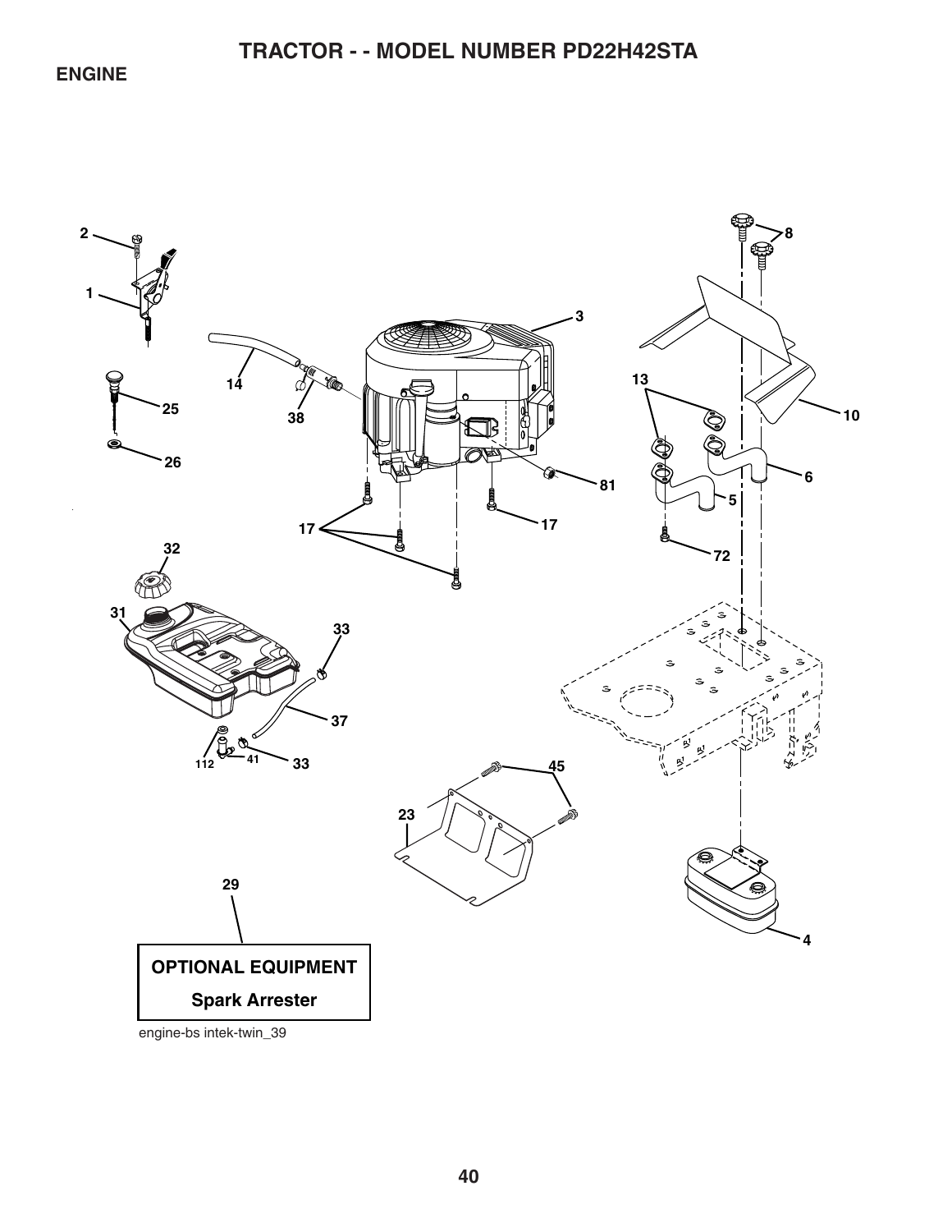# TRACTOR - - MODEL NUMBER PD22H42STA

## ENGINE

2
1
25
26
14
38
3
8
13
10
81
6
5
17
17
72
32
31
33
37
112
41
33
45
23
29
4

**OPTIONAL EQUIPMENT**

**Spark Arrester**

engine-bs intek-twin_39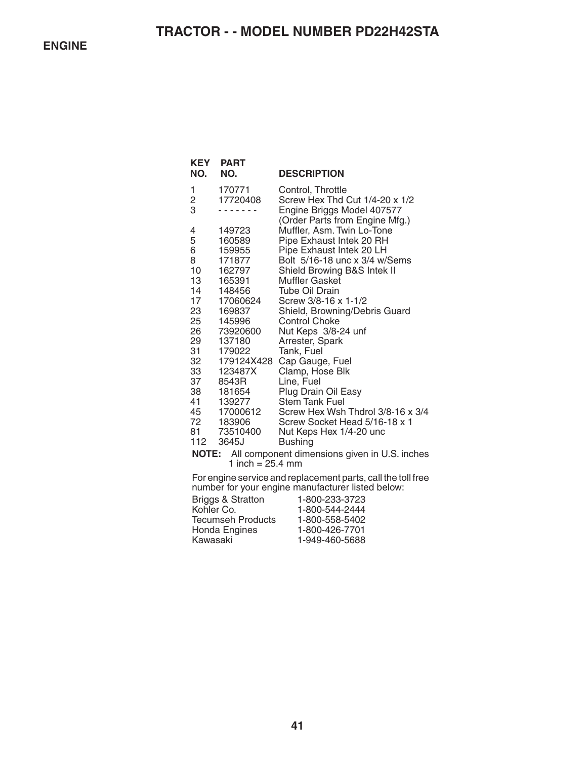# TRACTOR - - MODEL NUMBER PD22H42STA

## ENGINE

| KEY NO. | PART NO. | DESCRIPTION |
|---|---|---|
| 1 | 170771 | Control, Throttle |
| 2 | 17720408 | Screw Hex Thd Cut 1/4-20 x 1/2 |
| 3 | - - - - - - - | Engine Briggs Model 407577 (Order Parts from Engine Mfg.) |
| 4 | 149723 | Muffler, Asm. Twin Lo-Tone |
| 5 | 160589 | Pipe Exhaust Intek 20 RH |
| 6 | 159955 | Pipe Exhaust Intek 20 LH |
| 8 | 171877 | Bolt 5/16-18 unc x 3/4 w/Sems |
| 10 | 162797 | Shield Browing B&S Intek II |
| 13 | 165391 | Muffler Gasket |
| 14 | 148456 | Tube Oil Drain |
| 17 | 17060624 | Screw 3/8-16 x 1-1/2 |
| 23 | 169837 | Shield, Browning/Debris Guard |
| 25 | 145996 | Control Choke |
| 26 | 73920600 | Nut Keps 3/8-24 unf |
| 29 | 137180 | Arrester, Spark |
| 31 | 179022 | Tank, Fuel |
| 32 | 179124X428 | Cap Gauge, Fuel |
| 33 | 123487X | Clamp, Hose Blk |
| 37 | 8543R | Line, Fuel |
| 38 | 181654 | Plug Drain Oil Easy |
| 41 | 139277 | Stem Tank Fuel |
| 45 | 17000612 | Screw Hex Wsh Thdrol 3/8-16 x 3/4 |
| 72 | 183906 | Screw Socket Head 5/16-18 x 1 |
| 81 | 73510400 | Nut Keps Hex 1/4-20 unc |
| 112 | 3645J | Bushing |

**NOTE:** All component dimensions given in U.S. inches
1 inch = 25.4 mm

For engine service and replacement parts, call the toll free number for your engine manufacturer listed below:

| | |
|---|---|
| Briggs & Stratton | 1-800-233-3723 |
| Kohler Co. | 1-800-544-2444 |
| Tecumseh Products | 1-800-558-5402 |
| Honda Engines | 1-800-426-7701 |
| Kawasaki | 1-949-460-5688 |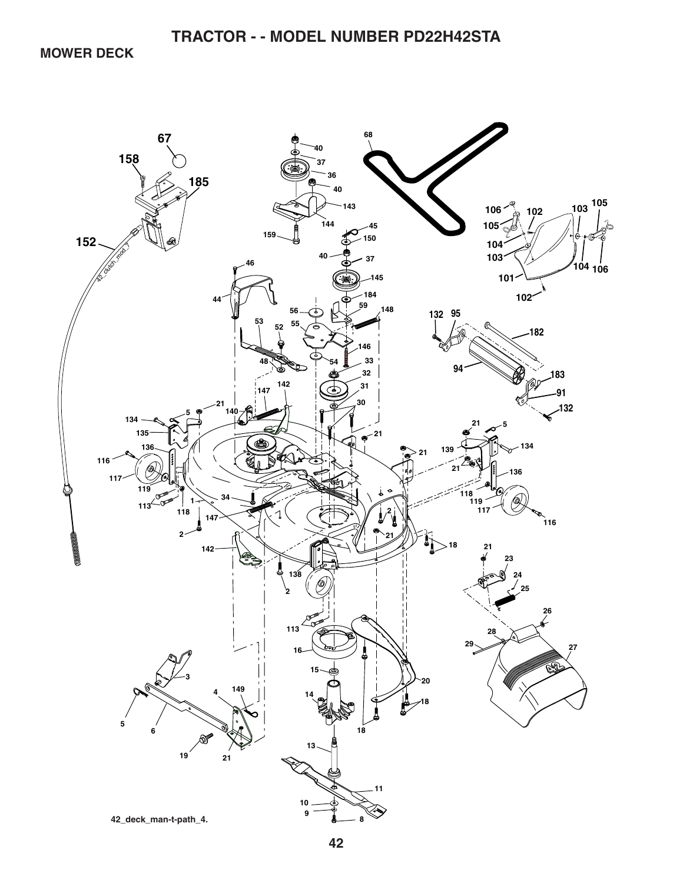# TRACTOR - - MODEL NUMBER PD22H42STA

## MOWER DECK

42_deck_man-t-path_4.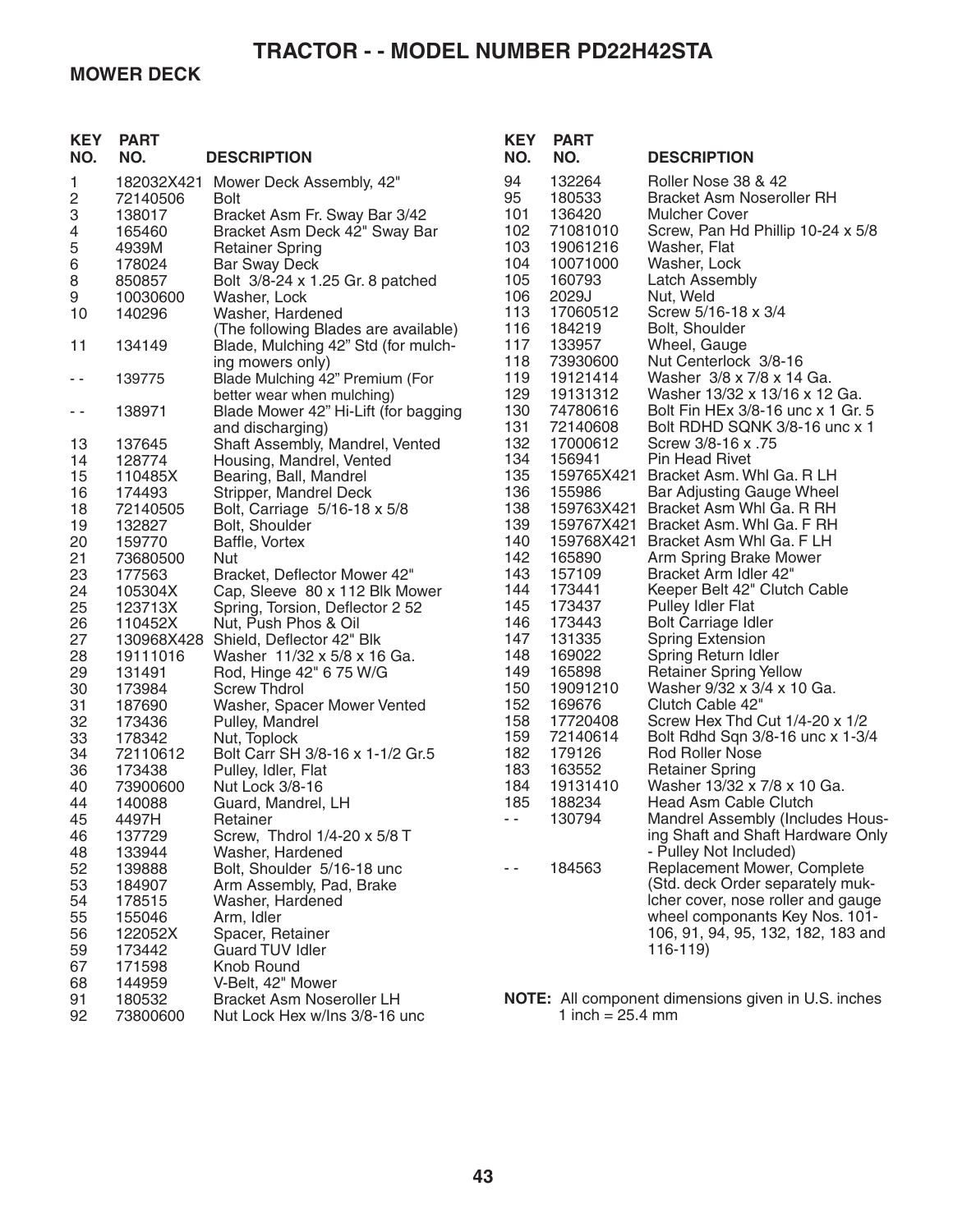# TRACTOR - - MODEL NUMBER PD22H42STA

## MOWER DECK

| KEY NO. | PART NO. | DESCRIPTION |
|---|---|---|
| 1 | 182032X421 | Mower Deck Assembly, 42" |
| 2 | 72140506 | Bolt |
| 3 | 138017 | Bracket Asm Fr. Sway Bar 3/42 |
| 4 | 165460 | Bracket Asm Deck 42" Sway Bar |
| 5 | 4939M | Retainer Spring |
| 6 | 178024 | Bar Sway Deck |
| 8 | 850857 | Bolt 3/8-24 x 1.25 Gr. 8 patched |
| 9 | 10030600 | Washer, Lock |
| 10 | 140296 | Washer, Hardened |
| | | (The following Blades are available) |
| 11 | 134149 | Blade, Mulching 42" Std (for mulching mowers only) |
| - - | 139775 | Blade Mulching 42" Premium (For better wear when mulching) |
| - - | 138971 | Blade Mower 42" Hi-Lift (for bagging and discharging) |
| 13 | 137645 | Shaft Assembly, Mandrel, Vented |
| 14 | 128774 | Housing, Mandrel, Vented |
| 15 | 110485X | Bearing, Ball, Mandrel |
| 16 | 174493 | Stripper, Mandrel Deck |
| 18 | 72140505 | Bolt, Carriage 5/16-18 x 5/8 |
| 19 | 132827 | Bolt, Shoulder |
| 20 | 159770 | Baffle, Vortex |
| 21 | 73680500 | Nut |
| 23 | 177563 | Bracket, Deflector Mower 42" |
| 24 | 105304X | Cap, Sleeve 80 x 112 Blk Mower |
| 25 | 123713X | Spring, Torsion, Deflector 2 52 |
| 26 | 110452X | Nut, Push Phos & Oil |
| 27 | 130968X428 | Shield, Deflector 42" Blk |
| 28 | 19111016 | Washer 11/32 x 5/8 x 16 Ga. |
| 29 | 131491 | Rod, Hinge 42" 6 75 W/G |
| 30 | 173984 | Screw Thdrol |
| 31 | 187690 | Washer, Spacer Mower Vented |
| 32 | 173436 | Pulley, Mandrel |
| 33 | 178342 | Nut, Toplock |
| 34 | 72110612 | Bolt Carr SH 3/8-16 x 1-1/2 Gr.5 |
| 36 | 173438 | Pulley, Idler, Flat |
| 40 | 73900600 | Nut Lock 3/8-16 |
| 44 | 140088 | Guard, Mandrel, LH |
| 45 | 4497H | Retainer |
| 46 | 137729 | Screw, Thdrol 1/4-20 x 5/8 T |
| 48 | 133944 | Washer, Hardened |
| 52 | 139888 | Bolt, Shoulder 5/16-18 unc |
| 53 | 184907 | Arm Assembly, Pad, Brake |
| 54 | 178515 | Washer, Hardened |
| 55 | 155046 | Arm, Idler |
| 56 | 122052X | Spacer, Retainer |
| 59 | 173442 | Guard TUV Idler |
| 67 | 171598 | Knob Round |
| 68 | 144959 | V-Belt, 42" Mower |
| 91 | 180532 | Bracket Asm Noseroller LH |
| 92 | 73800600 | Nut Lock Hex w/Ins 3/8-16 unc |
| 94 | 132264 | Roller Nose 38 & 42 |
| 95 | 180533 | Bracket Asm Noseroller RH |
| 101 | 136420 | Mulcher Cover |
| 102 | 71081010 | Screw, Pan Hd Phillip 10-24 x 5/8 |
| 103 | 19061216 | Washer, Flat |
| 104 | 10071000 | Washer, Lock |
| 105 | 160793 | Latch Assembly |
| 106 | 2029J | Nut, Weld |
| 113 | 17060512 | Screw 5/16-18 x 3/4 |
| 116 | 184219 | Bolt, Shoulder |
| 117 | 133957 | Wheel, Gauge |
| 118 | 73930600 | Nut Centerlock 3/8-16 |
| 119 | 19121414 | Washer 3/8 x 7/8 x 14 Ga. |
| 129 | 19131312 | Washer 13/32 x 13/16 x 12 Ga. |
| 130 | 74780616 | Bolt Fin HEx 3/8-16 unc x 1 Gr. 5 |
| 131 | 72140608 | Bolt RDHD SQNK 3/8-16 unc x 1 |
| 132 | 17000612 | Screw 3/8-16 x .75 |
| 134 | 156941 | Pin Head Rivet |
| 135 | 159765X421 | Bracket Asm. Whl Ga. R LH |
| 136 | 155986 | Bar Adjusting Gauge Wheel |
| 138 | 159763X421 | Bracket Asm Whl Ga. R RH |
| 139 | 159767X421 | Bracket Asm. Whl Ga. F RH |
| 140 | 159768X421 | Bracket Asm Whl Ga. F LH |
| 142 | 165890 | Arm Spring Brake Mower |
| 143 | 157109 | Bracket Arm Idler 42" |
| 144 | 173441 | Keeper Belt 42" Clutch Cable |
| 145 | 173437 | Pulley Idler Flat |
| 146 | 173443 | Bolt Carriage Idler |
| 147 | 131335 | Spring Extension |
| 148 | 169022 | Spring Return Idler |
| 149 | 165898 | Retainer Spring Yellow |
| 150 | 19091210 | Washer 9/32 x 3/4 x 10 Ga. |
| 152 | 169676 | Clutch Cable 42" |
| 158 | 17720408 | Screw Hex Thd Cut 1/4-20 x 1/2 |
| 159 | 72140614 | Bolt Rdhd Sqn 3/8-16 unc x 1-3/4 |
| 182 | 179126 | Rod Roller Nose |
| 183 | 163552 | Retainer Spring |
| 184 | 19131410 | Washer 13/32 x 7/8 x 10 Ga. |
| 185 | 188234 | Head Asm Cable Clutch |
| - - | 130794 | Mandrel Assembly (Includes Housing Shaft and Shaft Hardware Only - Pulley Not Included) |
| - - | 184563 | Replacement Mower, Complete (Std. deck Order separately mulcher cover, nose roller and gauge wheel componants Key Nos. 101-106, 91, 94, 95, 132, 182, 183 and 116-119) |

**NOTE:** All component dimensions given in U.S. inches
1 inch = 25.4 mm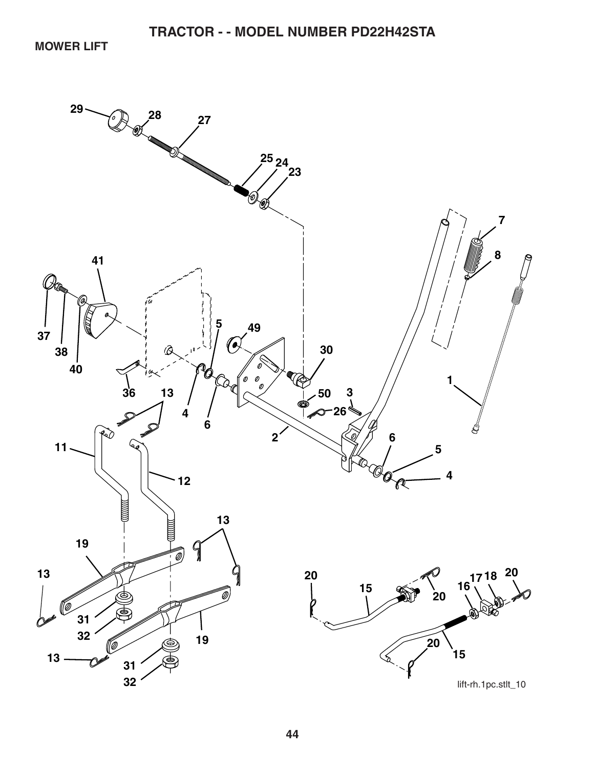# TRACTOR - - MODEL NUMBER PD22H42STA

## MOWER LIFT

29 28 27 25 24 23 7 8 41 5 49 30 1 37 38 40 36 13 4 6 3 50 26 2 11 12 6 5 4 13 19 13 20 17 18 20 16 15 20 31 32 19 31 32 13 20 15

lift-rh.1pc.stlt_10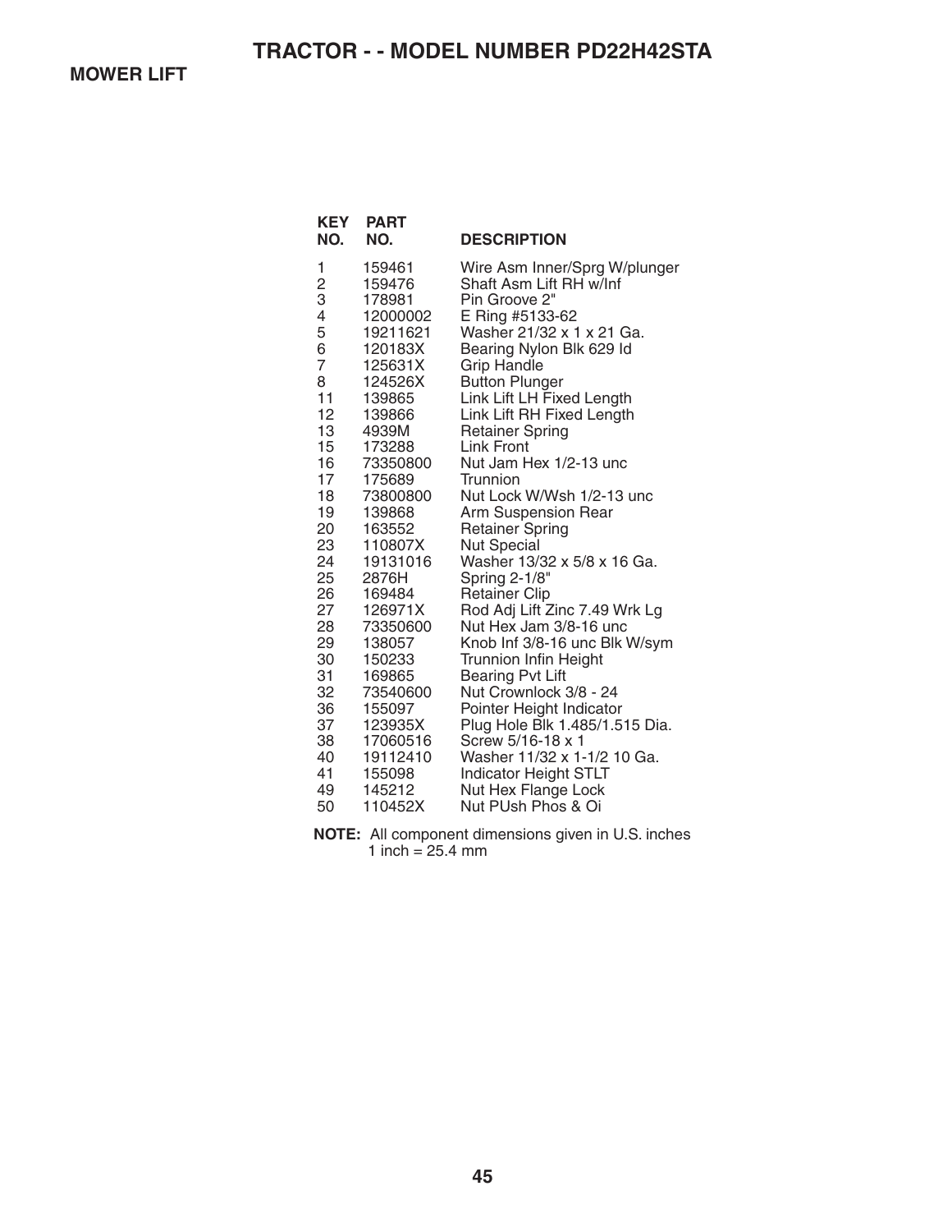# TRACTOR - - MODEL NUMBER PD22H42STA

## MOWER LIFT

| KEY NO. | PART NO. | DESCRIPTION |
|---|---|---|
| 1 | 159461 | Wire Asm Inner/Sprg W/plunger |
| 2 | 159476 | Shaft Asm Lift RH w/Inf |
| 3 | 178981 | Pin Groove 2" |
| 4 | 12000002 | E Ring #5133-62 |
| 5 | 19211621 | Washer 21/32 x 1 x 21 Ga. |
| 6 | 120183X | Bearing Nylon Blk 629 Id |
| 7 | 125631X | Grip Handle |
| 8 | 124526X | Button Plunger |
| 11 | 139865 | Link Lift LH Fixed Length |
| 12 | 139866 | Link Lift RH Fixed Length |
| 13 | 4939M | Retainer Spring |
| 15 | 173288 | Link Front |
| 16 | 73350800 | Nut Jam Hex 1/2-13 unc |
| 17 | 175689 | Trunnion |
| 18 | 73800800 | Nut Lock W/Wsh 1/2-13 unc |
| 19 | 139868 | Arm Suspension Rear |
| 20 | 163552 | Retainer Spring |
| 23 | 110807X | Nut Special |
| 24 | 19131016 | Washer 13/32 x 5/8 x 16 Ga. |
| 25 | 2876H | Spring 2-1/8" |
| 26 | 169484 | Retainer Clip |
| 27 | 126971X | Rod Adj Lift Zinc 7.49 Wrk Lg |
| 28 | 73350600 | Nut Hex Jam 3/8-16 unc |
| 29 | 138057 | Knob Inf 3/8-16 unc Blk W/sym |
| 30 | 150233 | Trunnion Infin Height |
| 31 | 169865 | Bearing Pvt Lift |
| 32 | 73540600 | Nut Crownlock 3/8 - 24 |
| 36 | 155097 | Pointer Height Indicator |
| 37 | 123935X | Plug Hole Blk 1.485/1.515 Dia. |
| 38 | 17060516 | Screw 5/16-18 x 1 |
| 40 | 19112410 | Washer 11/32 x 1-1/2 10 Ga. |
| 41 | 155098 | Indicator Height STLT |
| 49 | 145212 | Nut Hex Flange Lock |
| 50 | 110452X | Nut PUsh Phos & Oi |

**NOTE:** All component dimensions given in U.S. inches
1 inch = 25.4 mm